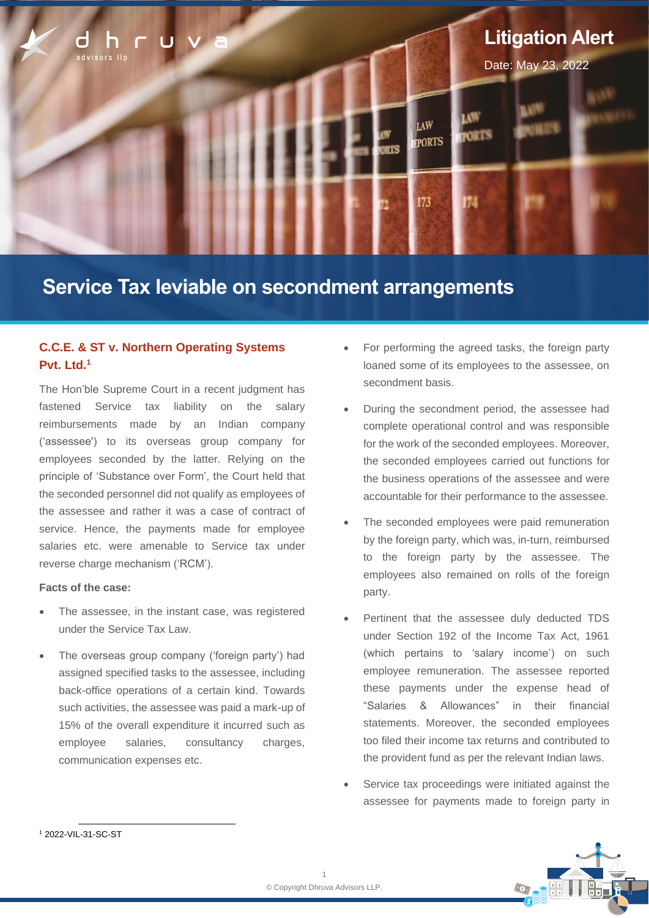**Litigation Alert**

Date: May 23, 2022

# Service Tax leviable on secondment arrangements

## C.C.E. & ST v. Northern Operating Systems Pvt. Ltd.[1]

The Hon'ble Supreme Court in a recent judgment has fastened Service tax liability on the salary reimbursements made by an Indian company ('assessee') to its overseas group company for employees seconded by the latter. Relying on the principle of 'Substance over Form', the Court held that the seconded personnel did not qualify as employees of the assessee and rather it was a case of contract of service. Hence, the payments made for employee salaries etc. were amenable to Service tax under reverse charge mechanism ('RCM').

**Facts of the case:**

- The assessee, in the instant case, was registered under the Service Tax Law.
- The overseas group company ('foreign party') had assigned specified tasks to the assessee, including back-office operations of a certain kind. Towards such activities, the assessee was paid a mark-up of 15% of the overall expenditure it incurred such as employee salaries, consultancy charges, communication expenses etc.
- For performing the agreed tasks, the foreign party loaned some of its employees to the assessee, on secondment basis.
- During the secondment period, the assessee had complete operational control and was responsible for the work of the seconded employees. Moreover, the seconded employees carried out functions for the business operations of the assessee and were accountable for their performance to the assessee.
- The seconded employees were paid remuneration by the foreign party, which was, in-turn, reimbursed to the foreign party by the assessee. The employees also remained on rolls of the foreign party.
- Pertinent that the assessee duly deducted TDS under Section 192 of the Income Tax Act, 1961 (which pertains to 'salary income') on such employee remuneration. The assessee reported these payments under the expense head of "Salaries & Allowances" in their financial statements. Moreover, the seconded employees too filed their income tax returns and contributed to the provident fund as per the relevant Indian laws.
- Service tax proceedings were initiated against the assessee for payments made to foreign party in

[1] 2022-VIL-31-SC-ST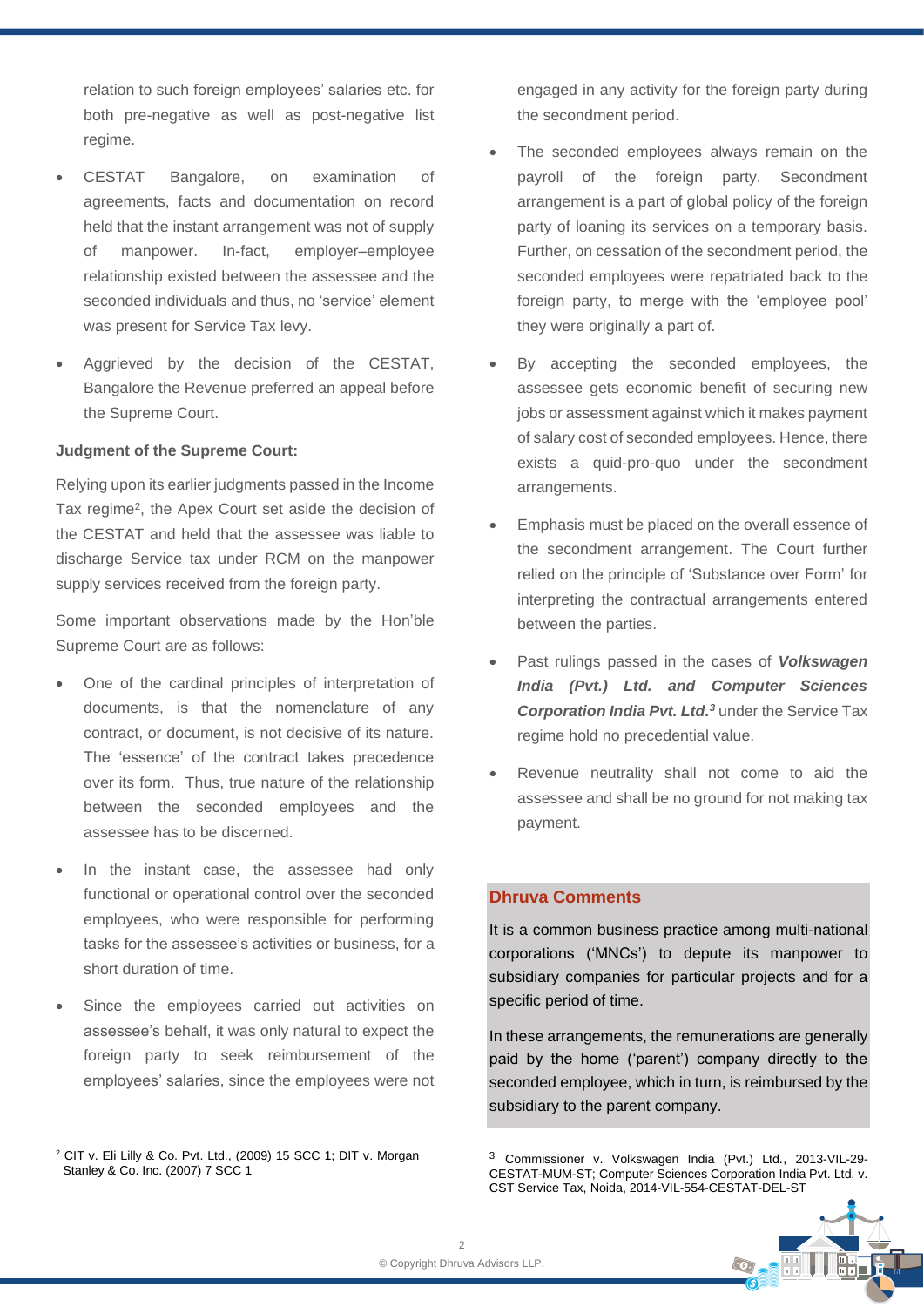relation to such foreign employees' salaries etc. for both pre-negative as well as post-negative list regime.

- CESTAT Bangalore, on examination of agreements, facts and documentation on record held that the instant arrangement was not of supply of manpower. In-fact, employer–employee relationship existed between the assessee and the seconded individuals and thus, no 'service' element was present for Service Tax levy.
- Aggrieved by the decision of the CESTAT, Bangalore the Revenue preferred an appeal before the Supreme Court.

**Judgment of the Supreme Court:**

Relying upon its earlier judgments passed in the Income Tax regime[2], the Apex Court set aside the decision of the CESTAT and held that the assessee was liable to discharge Service tax under RCM on the manpower supply services received from the foreign party.

Some important observations made by the Hon'ble Supreme Court are as follows:

- One of the cardinal principles of interpretation of documents, is that the nomenclature of any contract, or document, is not decisive of its nature. The 'essence' of the contract takes precedence over its form. Thus, true nature of the relationship between the seconded employees and the assessee has to be discerned.
- In the instant case, the assessee had only functional or operational control over the seconded employees, who were responsible for performing tasks for the assessee's activities or business, for a short duration of time.
- Since the employees carried out activities on assessee's behalf, it was only natural to expect the foreign party to seek reimbursement of the employees' salaries, since the employees were not engaged in any activity for the foreign party during the secondment period.
- The seconded employees always remain on the payroll of the foreign party. Secondment arrangement is a part of global policy of the foreign party of loaning its services on a temporary basis. Further, on cessation of the secondment period, the seconded employees were repatriated back to the foreign party, to merge with the 'employee pool' they were originally a part of.
- By accepting the seconded employees, the assessee gets economic benefit of securing new jobs or assessment against which it makes payment of salary cost of seconded employees. Hence, there exists a quid-pro-quo under the secondment arrangements.
- Emphasis must be placed on the overall essence of the secondment arrangement. The Court further relied on the principle of 'Substance over Form' for interpreting the contractual arrangements entered between the parties.
- Past rulings passed in the cases of ***Volkswagen India (Pvt.) Ltd. and Computer Sciences Corporation India Pvt. Ltd.***[3] under the Service Tax regime hold no precedential value.
- Revenue neutrality shall not come to aid the assessee and shall be no ground for not making tax payment.

### Dhruva Comments

It is a common business practice among multi-national corporations ('MNCs') to depute its manpower to subsidiary companies for particular projects and for a specific period of time.

In these arrangements, the remunerations are generally paid by the home ('parent') company directly to the seconded employee, which in turn, is reimbursed by the subsidiary to the parent company.

---

[2] CIT v. Eli Lilly & Co. Pvt. Ltd., (2009) 15 SCC 1; DIT v. Morgan Stanley & Co. Inc. (2007) 7 SCC 1

[3] Commissioner v. Volkswagen India (Pvt.) Ltd., 2013-VIL-29-CESTAT-MUM-ST; Computer Sciences Corporation India Pvt. Ltd. v. CST Service Tax, Noida, 2014-VIL-554-CESTAT-DEL-ST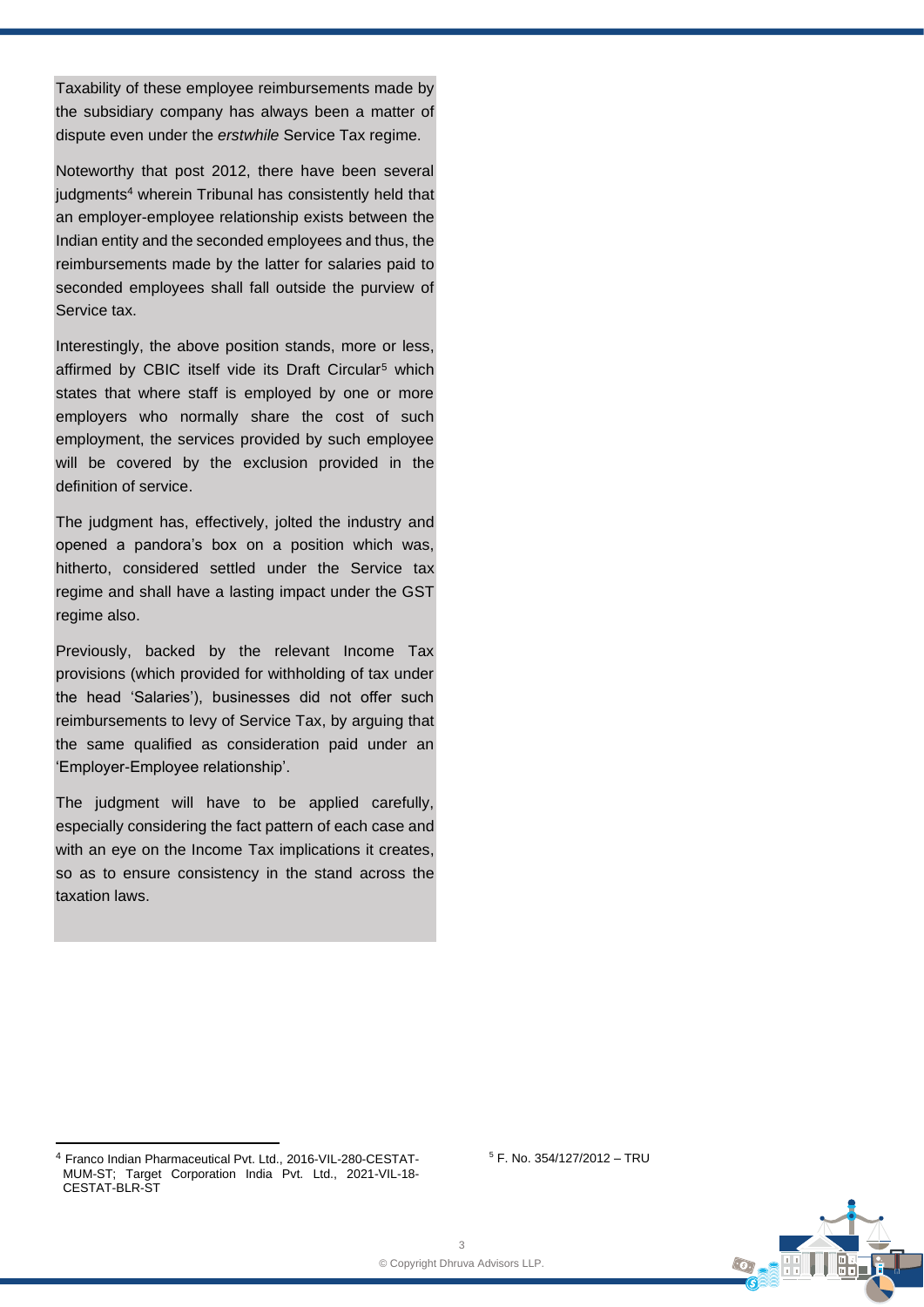Taxability of these employee reimbursements made by the subsidiary company has always been a matter of dispute even under the *erstwhile* Service Tax regime.

Noteworthy that post 2012, there have been several judgments[4] wherein Tribunal has consistently held that an employer-employee relationship exists between the Indian entity and the seconded employees and thus, the reimbursements made by the latter for salaries paid to seconded employees shall fall outside the purview of Service tax.

Interestingly, the above position stands, more or less, affirmed by CBIC itself vide its Draft Circular[5] which states that where staff is employed by one or more employers who normally share the cost of such employment, the services provided by such employee will be covered by the exclusion provided in the definition of service.

The judgment has, effectively, jolted the industry and opened a pandora's box on a position which was, hitherto, considered settled under the Service tax regime and shall have a lasting impact under the GST regime also.

Previously, backed by the relevant Income Tax provisions (which provided for withholding of tax under the head 'Salaries'), businesses did not offer such reimbursements to levy of Service Tax, by arguing that the same qualified as consideration paid under an 'Employer-Employee relationship'.

The judgment will have to be applied carefully, especially considering the fact pattern of each case and with an eye on the Income Tax implications it creates, so as to ensure consistency in the stand across the taxation laws.

---

[4] Franco Indian Pharmaceutical Pvt. Ltd., 2016-VIL-280-CESTAT-MUM-ST; Target Corporation India Pvt. Ltd., 2021-VIL-18-CESTAT-BLR-ST

[5] F. No. 354/127/2012 – TRU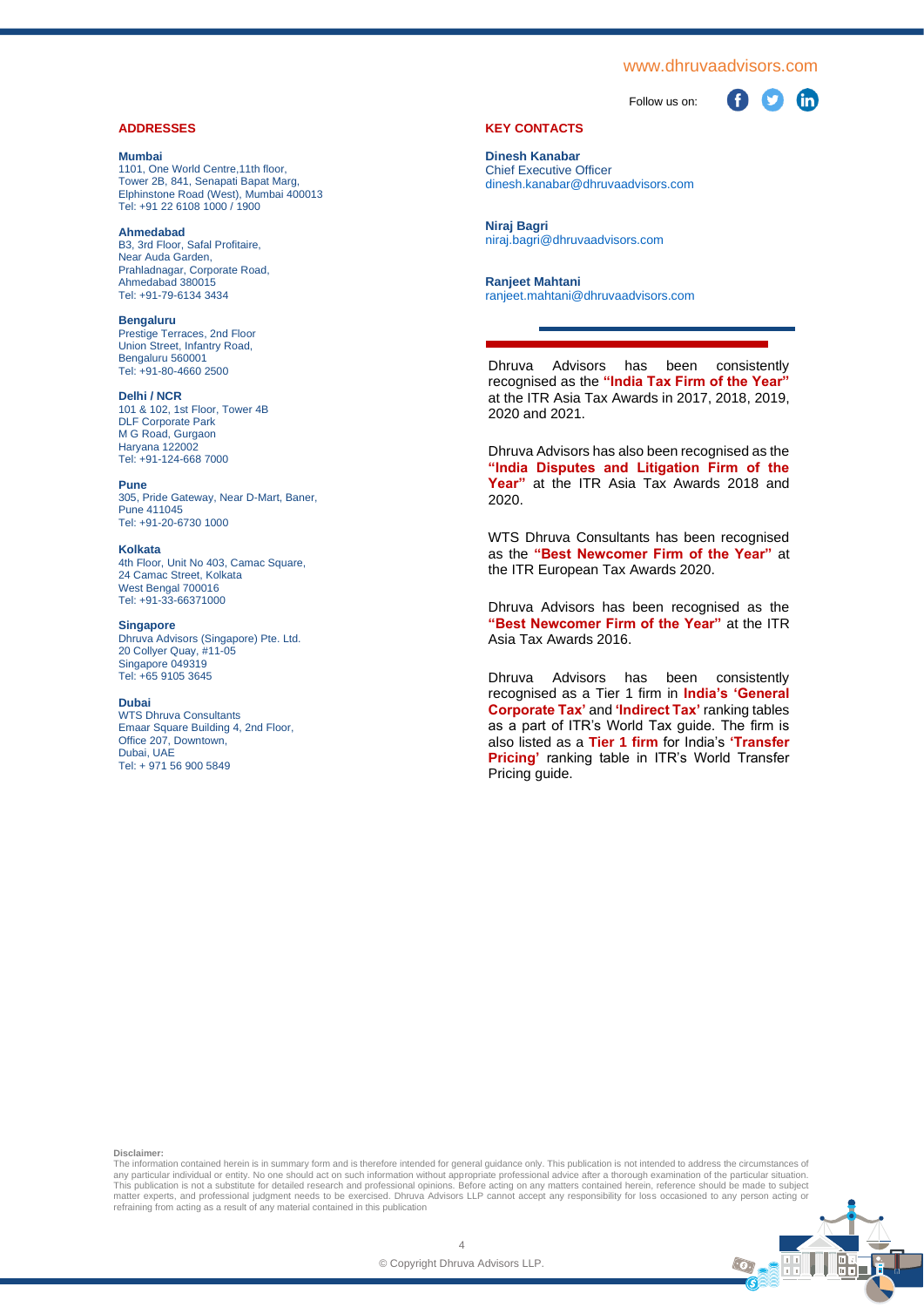www.dhruvaadvisors.com

Follow us on:

## ADDRESSES

**Mumbai**
1101, One World Centre,11th floor,
Tower 2B, 841, Senapati Bapat Marg,
Elphinstone Road (West), Mumbai 400013
Tel: +91 22 6108 1000 / 1900

**Ahmedabad**
B3, 3rd Floor, Safal Profitaire,
Near Auda Garden,
Prahladnagar, Corporate Road,
Ahmedabad 380015
Tel: +91-79-6134 3434

**Bengaluru**
Prestige Terraces, 2nd Floor
Union Street, Infantry Road,
Bengaluru 560001
Tel: +91-80-4660 2500

**Delhi / NCR**
101 & 102, 1st Floor, Tower 4B
DLF Corporate Park
M G Road, Gurgaon
Haryana 122002
Tel: +91-124-668 7000

**Pune**
305, Pride Gateway, Near D-Mart, Baner,
Pune 411045
Tel: +91-20-6730 1000

**Kolkata**
4th Floor, Unit No 403, Camac Square,
24 Camac Street, Kolkata
West Bengal 700016
Tel: +91-33-66371000

**Singapore**
Dhruva Advisors (Singapore) Pte. Ltd.
20 Collyer Quay, #11-05
Singapore 049319
Tel: +65 9105 3645

**Dubai**
WTS Dhruva Consultants
Emaar Square Building 4, 2nd Floor,
Office 207, Downtown,
Dubai, UAE
Tel: + 971 56 900 5849

## KEY CONTACTS

**Dinesh Kanabar**
Chief Executive Officer
dinesh.kanabar@dhruvaadvisors.com

**Niraj Bagri**
niraj.bagri@dhruvaadvisors.com

**Ranjeet Mahtani**
ranjeet.mahtani@dhruvaadvisors.com

Dhruva Advisors has been consistently recognised as the **"India Tax Firm of the Year"** at the ITR Asia Tax Awards in 2017, 2018, 2019, 2020 and 2021.

Dhruva Advisors has also been recognised as the **"India Disputes and Litigation Firm of the Year"** at the ITR Asia Tax Awards 2018 and 2020.

WTS Dhruva Consultants has been recognised as the **"Best Newcomer Firm of the Year"** at the ITR European Tax Awards 2020.

Dhruva Advisors has been recognised as the **"Best Newcomer Firm of the Year"** at the ITR Asia Tax Awards 2016.

Dhruva Advisors has been consistently recognised as a Tier 1 firm in **India's 'General Corporate Tax'** and **'Indirect Tax'** ranking tables as a part of ITR's World Tax guide. The firm is also listed as a **Tier 1 firm** for India's **'Transfer Pricing'** ranking table in ITR's World Transfer Pricing guide.

**Disclaimer:**
The information contained herein is in summary form and is therefore intended for general guidance only. This publication is not intended to address the circumstances of any particular individual or entity. No one should act on such information without appropriate professional advice after a thorough examination of the particular situation. This publication is not a substitute for detailed research and professional opinions. Before acting on any matters contained herein, reference should be made to subject matter experts, and professional judgment needs to be exercised. Dhruva Advisors LLP cannot accept any responsibility for loss occasioned to any person acting or refraining from acting as a result of any material contained in this publication

© Copyright Dhruva Advisors LLP.